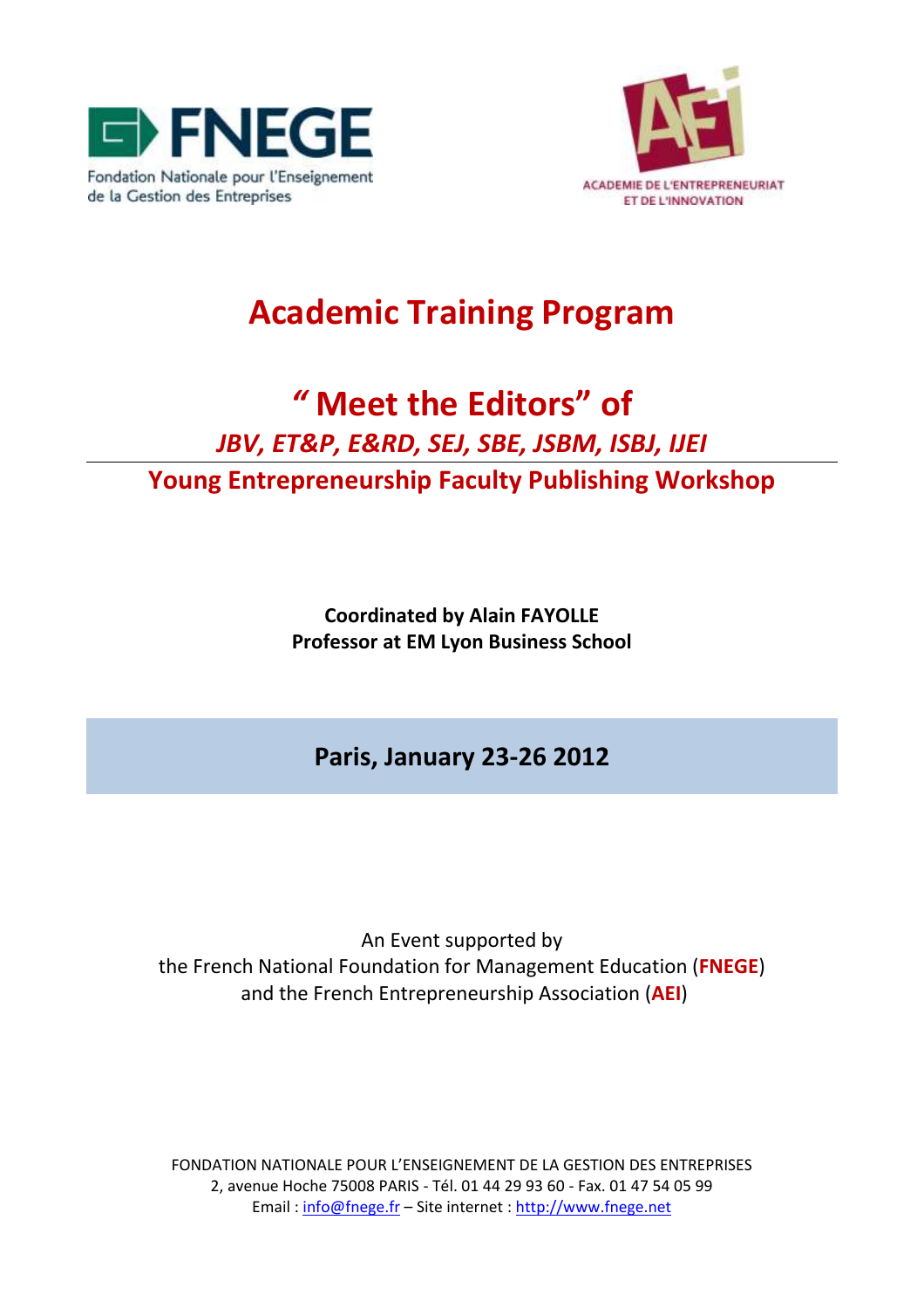FNEGE

Fondation Nationale pour l'Enseignement de la Gestion des Entreprises

AEI

ACADEMIE DE L'ENTREPRENEURIAT ET DE L'INNOVATION

# Academic Training Program

## " Meet the Editors" of

## *JBV, ET&P, E&RD, SEJ, SBE, JSBM, ISBJ, IJEI*

## Young Entrepreneurship Faculty Publishing Workshop

**Coordinated by Alain FAYOLLE**
**Professor at EM Lyon Business School**

### Paris, January 23-26 2012

An Event supported by
the French National Foundation for Management Education (**FNEGE**)
and the French Entrepreneurship Association (**AEI**)

FONDATION NATIONALE POUR L'ENSEIGNEMENT DE LA GESTION DES ENTREPRISES
2, avenue Hoche 75008 PARIS - Tél. 01 44 29 93 60 - Fax. 01 47 54 05 99
Email : info@fnege.fr – Site internet : http://www.fnege.net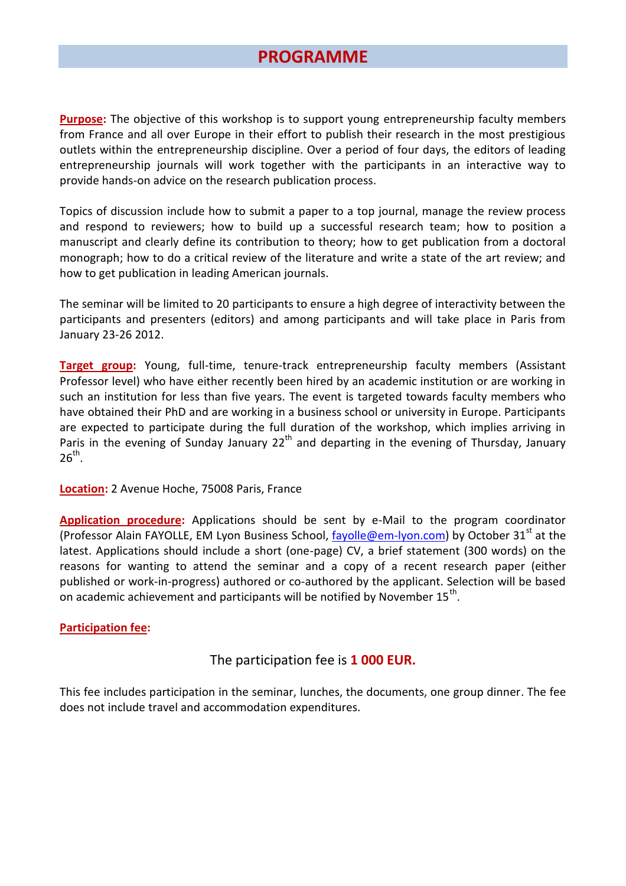# PROGRAMME

**Purpose:** The objective of this workshop is to support young entrepreneurship faculty members from France and all over Europe in their effort to publish their research in the most prestigious outlets within the entrepreneurship discipline. Over a period of four days, the editors of leading entrepreneurship journals will work together with the participants in an interactive way to provide hands-on advice on the research publication process.

Topics of discussion include how to submit a paper to a top journal, manage the review process and respond to reviewers; how to build up a successful research team; how to position a manuscript and clearly define its contribution to theory; how to get publication from a doctoral monograph; how to do a critical review of the literature and write a state of the art review; and how to get publication in leading American journals.

The seminar will be limited to 20 participants to ensure a high degree of interactivity between the participants and presenters (editors) and among participants and will take place in Paris from January 23-26 2012.

**Target group:** Young, full-time, tenure-track entrepreneurship faculty members (Assistant Professor level) who have either recently been hired by an academic institution or are working in such an institution for less than five years. The event is targeted towards faculty members who have obtained their PhD and are working in a business school or university in Europe. Participants are expected to participate during the full duration of the workshop, which implies arriving in Paris in the evening of Sunday January 22th and departing in the evening of Thursday, January 26th.

**Location:** 2 Avenue Hoche, 75008 Paris, France

**Application procedure:** Applications should be sent by e-Mail to the program coordinator (Professor Alain FAYOLLE, EM Lyon Business School, fayolle@em-lyon.com) by October 31st at the latest. Applications should include a short (one-page) CV, a brief statement (300 words) on the reasons for wanting to attend the seminar and a copy of a recent research paper (either published or work-in-progress) authored or co-authored by the applicant. Selection will be based on academic achievement and participants will be notified by November 15th.

**Participation fee:**

The participation fee is **1 000 EUR.**

This fee includes participation in the seminar, lunches, the documents, one group dinner. The fee does not include travel and accommodation expenditures.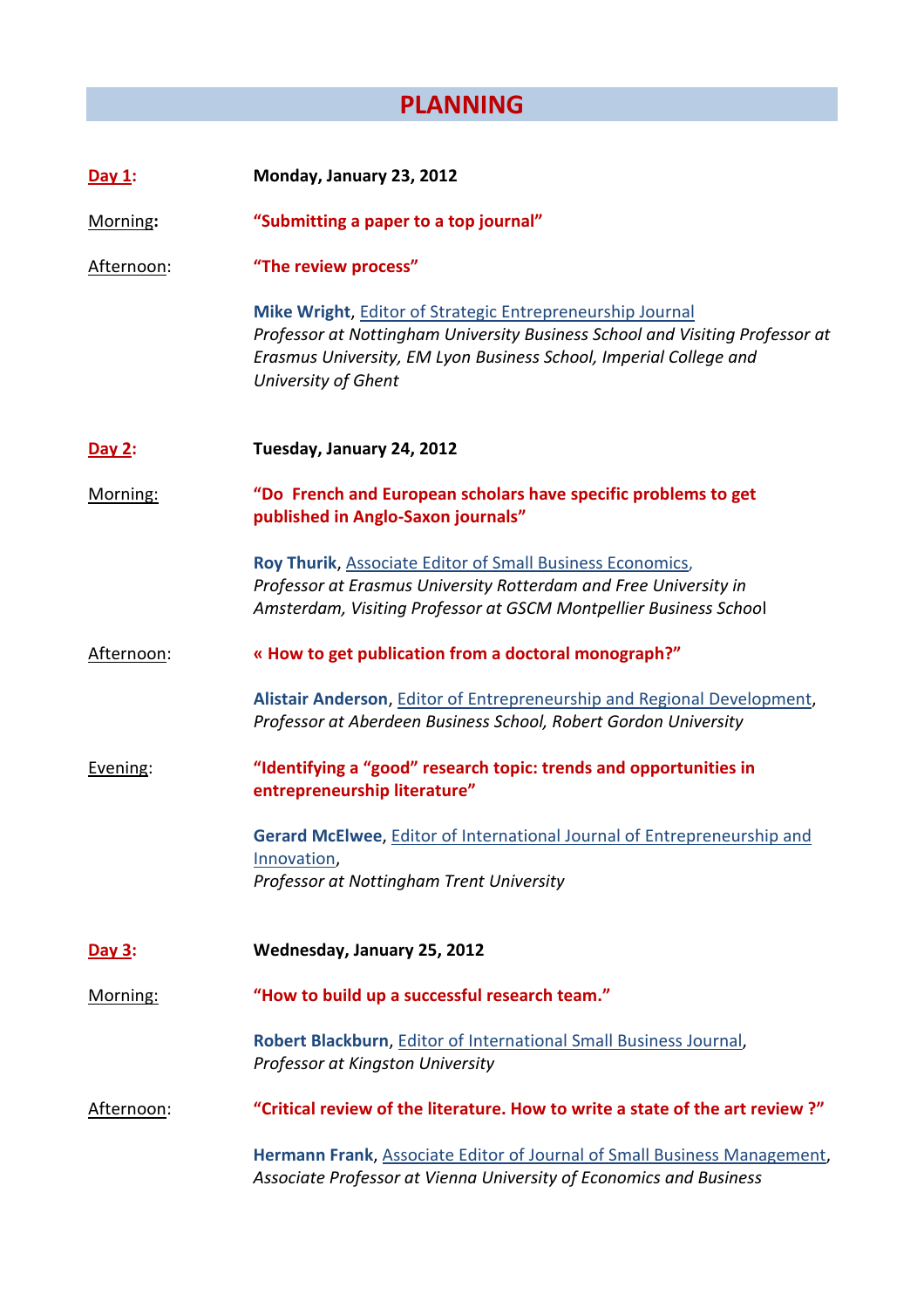# PLANNING

**Day 1:** **Monday, January 23, 2012**

Morning: **"Submitting a paper to a top journal"**

Afternoon: **"The review process"**

**Mike Wright**, Editor of Strategic Entrepreneurship Journal
*Professor at Nottingham University Business School and Visiting Professor at Erasmus University, EM Lyon Business School, Imperial College and University of Ghent*

**Day 2:** **Tuesday, January 24, 2012**

Morning: **"Do French and European scholars have specific problems to get published in Anglo-Saxon journals"**

**Roy Thurik**, Associate Editor of Small Business Economics,
*Professor at Erasmus University Rotterdam and Free University in Amsterdam, Visiting Professor at GSCM Montpellier Business School*

Afternoon: **« How to get publication from a doctoral monograph?"**

**Alistair Anderson**, Editor of Entrepreneurship and Regional Development,
*Professor at Aberdeen Business School, Robert Gordon University*

Evening: **"Identifying a "good" research topic: trends and opportunities in entrepreneurship literature"**

**Gerard McElwee**, Editor of International Journal of Entrepreneurship and Innovation,
*Professor at Nottingham Trent University*

**Day 3:** **Wednesday, January 25, 2012**

Morning: **"How to build up a successful research team."**

**Robert Blackburn**, Editor of International Small Business Journal,
*Professor at Kingston University*

Afternoon: **"Critical review of the literature. How to write a state of the art review ?"**

**Hermann Frank**, Associate Editor of Journal of Small Business Management,
*Associate Professor at Vienna University of Economics and Business*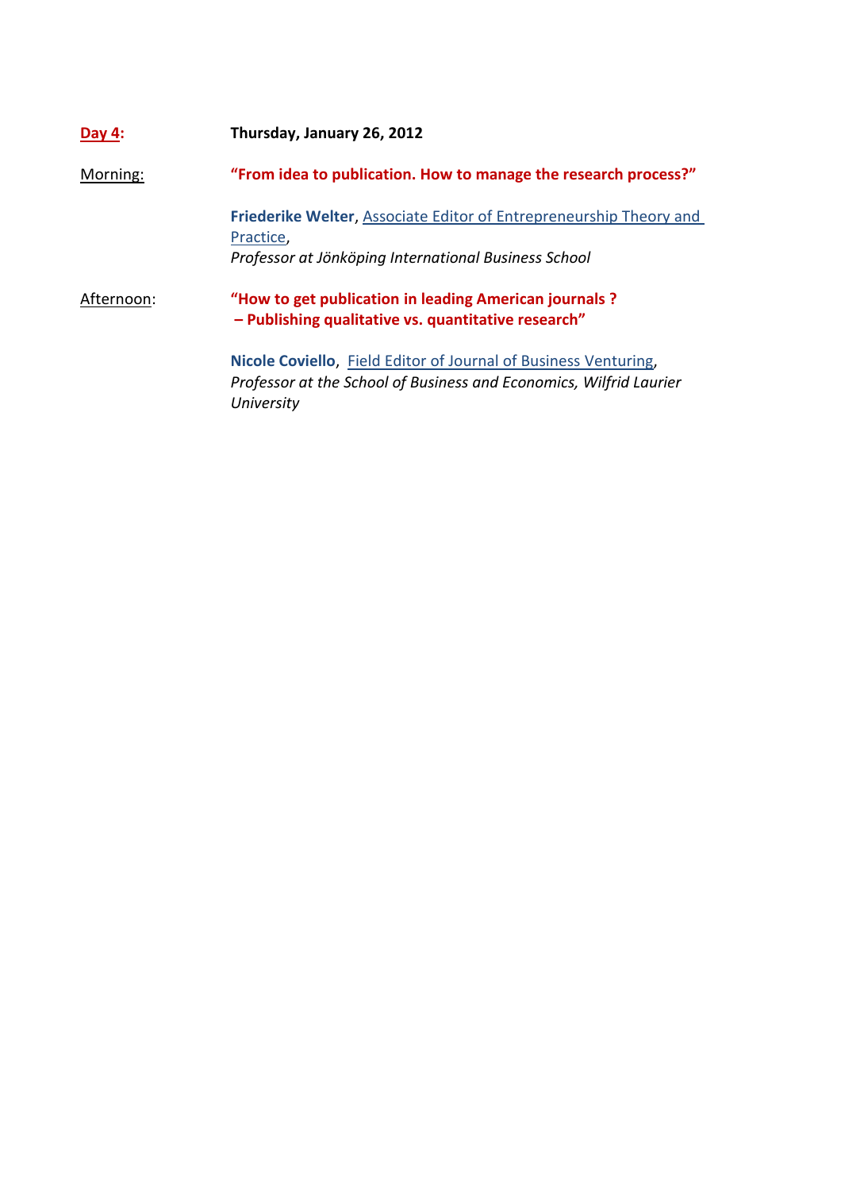**Day 4:** **Thursday, January 26, 2012**

Morning: **"From idea to publication. How to manage the research process?"**

**Friederike Welter**, Associate Editor of Entrepreneurship Theory and Practice,
*Professor at Jönköping International Business School*

Afternoon: **"How to get publication in leading American journals ? – Publishing qualitative vs. quantitative research"**

**Nicole Coviello**, Field Editor of Journal of Business Venturing,
*Professor at the School of Business and Economics, Wilfrid Laurier University*